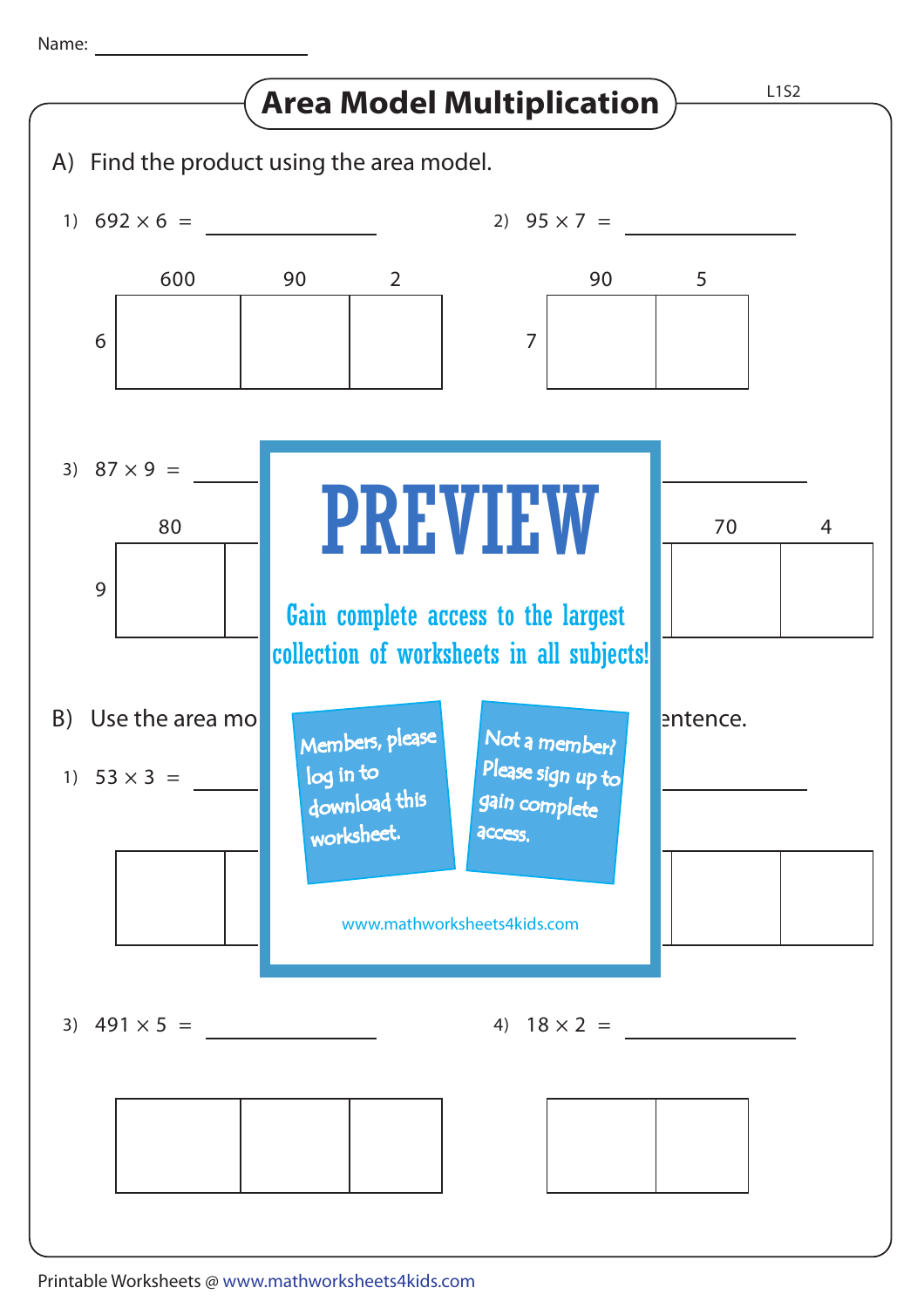Name: ____________

# Area Model Multiplication

L1S2

A) Find the product using the area model.

1) $692 \times 6 =$ ____________

| | 600 | 90 | 2 |
|---|---|---|---|
| 6 | | | |

2) $95 \times 7 =$ ____________

| | 90 | 5 |
|---|---|---|
| 7 | | |

3) $87 \times 9 =$ ____________

| | 80 | |
|---|---|---|
| 9 | | |

4) ____________

| 70 | 4 |
|---|---|
| | |

PREVIEW

Gain complete access to the largest collection of worksheets in all subjects!

Members, please log in to download this worksheet.

Not a member? Please sign up to gain complete access.

www.mathworksheets4kids.com

B) Use the area mo... ...entence.

1) $53 \times 3 =$ ____________

| | |
|---|---|
| | |

2) ____________

| | |
|---|---|
| | |

3) $491 \times 5 =$ ____________

| | | |
|---|---|---|
| | | |

4) $18 \times 2 =$ ____________

| | |
|---|---|
| | |

Printable Worksheets @ www.mathworksheets4kids.com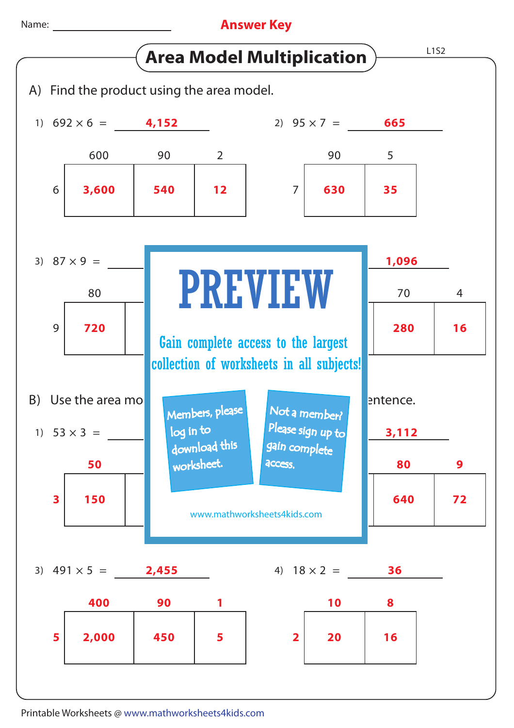Name: ____________ **Answer Key**

# Area Model Multiplication

L1S2

A) Find the product using the area model.

1) $692 \times 6 =$ **4,152**

| | 600 | 90 | 2 |
|---|---|---|---|
| 6 | **3,600** | **540** | **12** |

2) $95 \times 7 =$ **665**

| | 90 | 5 |
|---|---|---|
| 7 | **630** | **35** |

3) $87 \times 9 =$

| | 80 | |
|---|---|---|
| 9 | **720** | |

4) **1,096**

| | 70 | 4 |
|---|---|---|
| | **280** | **16** |

PREVIEW

Gain complete access to the largest collection of worksheets in all subjects!

Members, please log in to download this worksheet.

Not a member? Please sign up to gain complete access.

www.mathworksheets4kids.com

B) Use the area mo... ...entence.

1) $53 \times 3 =$

| | **50** | |
|---|---|---|
| **3** | **150** | |

2) **3,112**

| | **80** | **9** |
|---|---|---|
| | **640** | **72** |

3) $491 \times 5 =$ **2,455**

| | **400** | **90** | **1** |
|---|---|---|---|
| **5** | **2,000** | **450** | **5** |

4) $18 \times 2 =$ **36**

| | **10** | **8** |
|---|---|---|
| **2** | **20** | **16** |